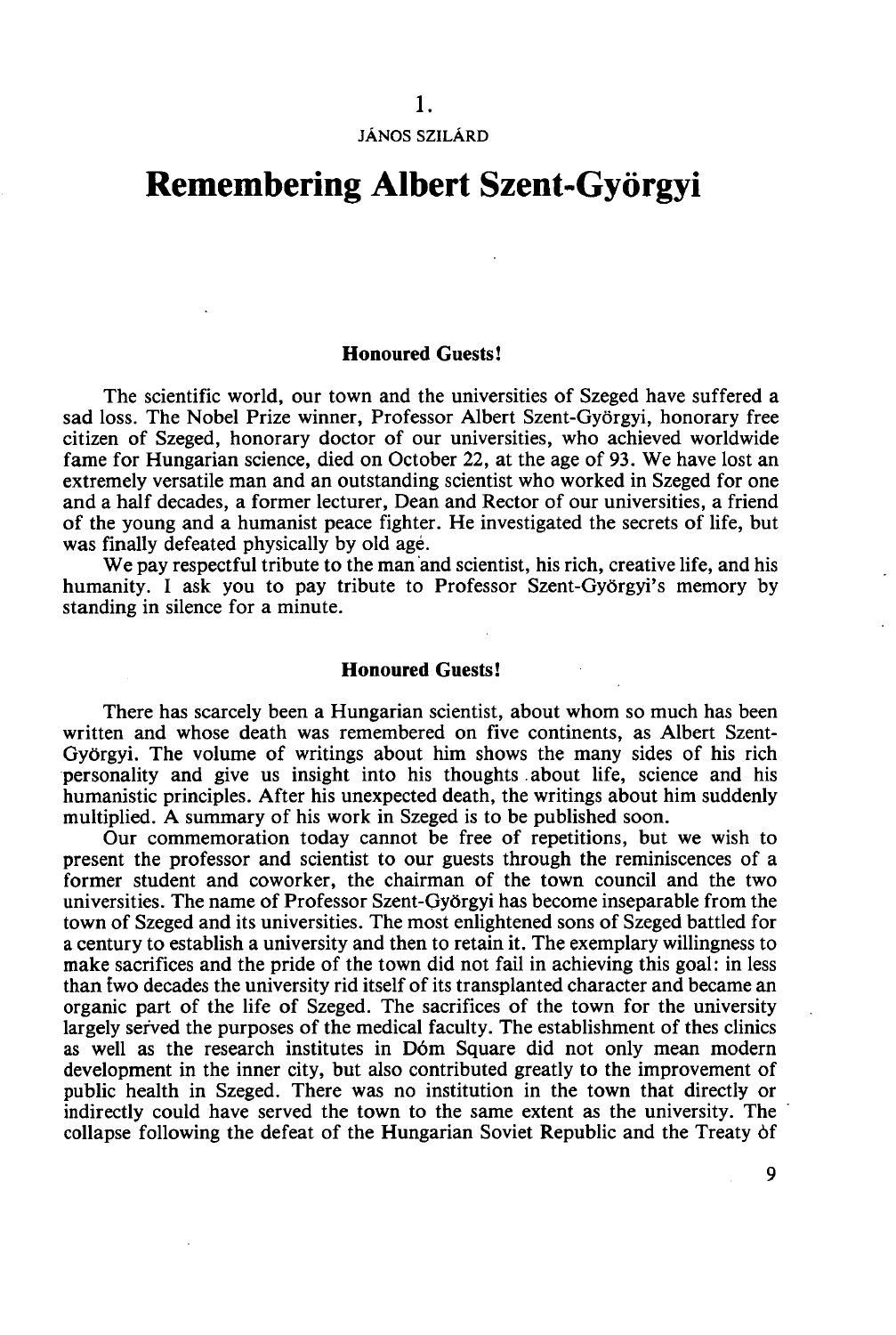1.

JÁNOS SZILÁRD

# Remembering Albert Szent-Györgyi

### Honoured Guests!

The scientific world, our town and the universities of Szeged have suffered a sad loss. The Nobel Prize winner, Professor Albert Szent-Györgyi, honorary free citizen of Szeged, honorary doctor of our universities, who achieved worldwide fame for Hungarian science, died on October 22, at the age of 93. We have lost an extremely versatile man and an outstanding scientist who worked in Szeged for one and a half decades, a former lecturer, Dean and Rector of our universities, a friend of the young and a humanist peace fighter. He investigated the secrets of life, but was finally defeated physically by old age.

We pay respectful tribute to the man and scientist, his rich, creative life, and his humanity. I ask you to pay tribute to Professor Szent-Györgyi's memory by standing in silence for a minute.

### Honoured Guests!

There has scarcely been a Hungarian scientist, about whom so much has been written and whose death was remembered on five continents, as Albert Szent-Györgyi. The volume of writings about him shows the many sides of his rich personality and give us insight into his thoughts about life, science and his humanistic principles. After his unexpected death, the writings about him suddenly multiplied. A summary of his work in Szeged is to be published soon.

Our commemoration today cannot be free of repetitions, but we wish to present the professor and scientist to our guests through the reminiscences of a former student and coworker, the chairman of the town council and the two universities. The name of Professor Szent-Györgyi has become inseparable from the town of Szeged and its universities. The most enlightened sons of Szeged battled for a century to establish a university and then to retain it. The exemplary willingness to make sacrifices and the pride of the town did not fail in achieving this goal: in less than two decades the university rid itself of its transplanted character and became an organic part of the life of Szeged. The sacrifices of the town for the university largely served the purposes of the medical faculty. The establishment of thes clinics as well as the research institutes in Dóm Square did not only mean modern development in the inner city, but also contributed greatly to the improvement of public health in Szeged. There was no institution in the town that directly or indirectly could have served the town to the same extent as the university. The collapse following the defeat of the Hungarian Soviet Republic and the Treaty of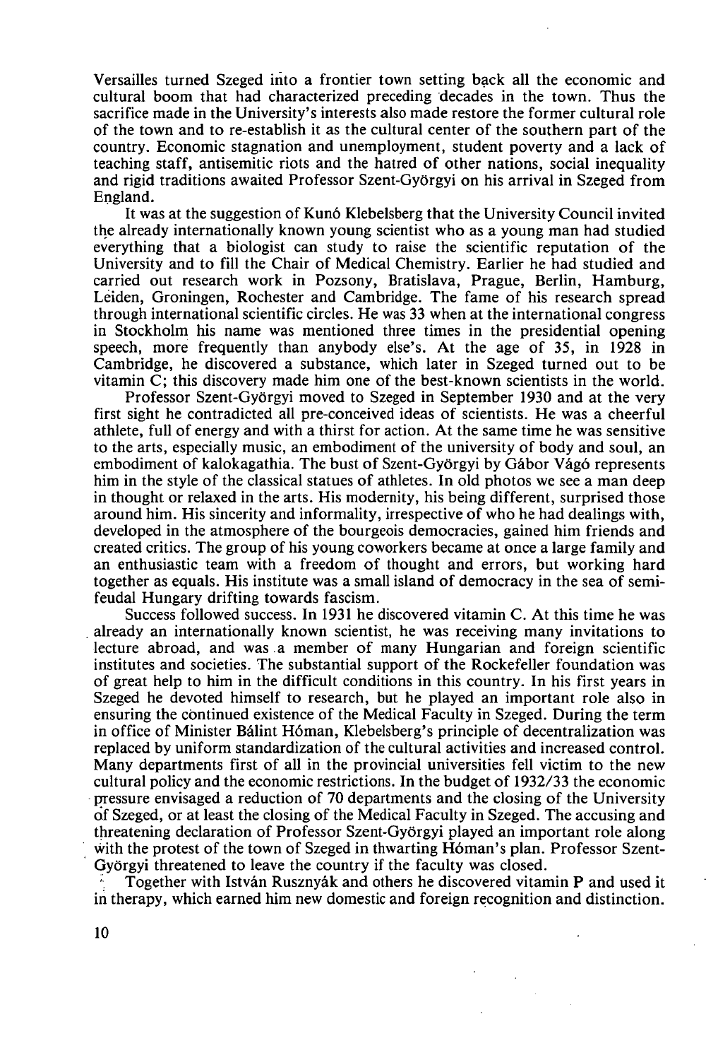Versailles turned Szeged into a frontier town setting back all the economic and cultural boom that had characterized preceding decades in the town. Thus the sacrifice made in the University's interests also made restore the former cultural role of the town and to re-establish it as the cultural center of the southern part of the country. Economic stagnation and unemployment, student poverty and a lack of teaching staff, antisemitic riots and the hatred of other nations, social inequality and rigid traditions awaited Professor Szent-Györgyi on his arrival in Szeged from England.

It was at the suggestion of Kunó Klebelsberg that the University Council invited the already internationally known young scientist who as a young man had studied everything that a biologist can study to raise the scientific reputation of the University and to fill the Chair of Medical Chemistry. Earlier he had studied and carried out research work in Pozsony, Bratislava, Prague, Berlin, Hamburg, Leiden, Groningen, Rochester and Cambridge. The fame of his research spread through international scientific circles. He was 33 when at the international congress in Stockholm his name was mentioned three times in the presidential opening speech, more frequently than anybody else's. At the age of 35, in 1928 in Cambridge, he discovered a substance, which later in Szeged turned out to be vitamin C; this discovery made him one of the best-known scientists in the world.

Professor Szent-Györgyi moved to Szeged in September 1930 and at the very first sight he contradicted all pre-conceived ideas of scientists. He was a cheerful athlete, full of energy and with a thirst for action. At the same time he was sensitive to the arts, especially music, an embodiment of the university of body and soul, an embodiment of kalokagathia. The bust of Szent-Györgyi by Gábor Vágó represents him in the style of the classical statues of athletes. In old photos we see a man deep in thought or relaxed in the arts. His modernity, his being different, surprised those around him. His sincerity and informality, irrespective of who he had dealings with, developed in the atmosphere of the bourgeois democracies, gained him friends and created critics. The group of his young coworkers became at once a large family and an enthusiastic team with a freedom of thought and errors, but working hard together as equals. His institute was a small island of democracy in the sea of semi-feudal Hungary drifting towards fascism.

Success followed success. In 1931 he discovered vitamin C. At this time he was already an internationally known scientist, he was receiving many invitations to lecture abroad, and was a member of many Hungarian and foreign scientific institutes and societies. The substantial support of the Rockefeller foundation was of great help to him in the difficult conditions in this country. In his first years in Szeged he devoted himself to research, but he played an important role also in ensuring the continued existence of the Medical Faculty in Szeged. During the term in office of Minister Bálint Hóman, Klebelsberg's principle of decentralization was replaced by uniform standardization of the cultural activities and increased control. Many departments first of all in the provincial universities fell victim to the new cultural policy and the economic restrictions. In the budget of 1932/33 the economic pressure envisaged a reduction of 70 departments and the closing of the University of Szeged, or at least the closing of the Medical Faculty in Szeged. The accusing and threatening declaration of Professor Szent-Györgyi played an important role along with the protest of the town of Szeged in thwarting Hóman's plan. Professor Szent-Györgyi threatened to leave the country if the faculty was closed.

Together with István Rusznyák and others he discovered vitamin P and used it in therapy, which earned him new domestic and foreign recognition and distinction.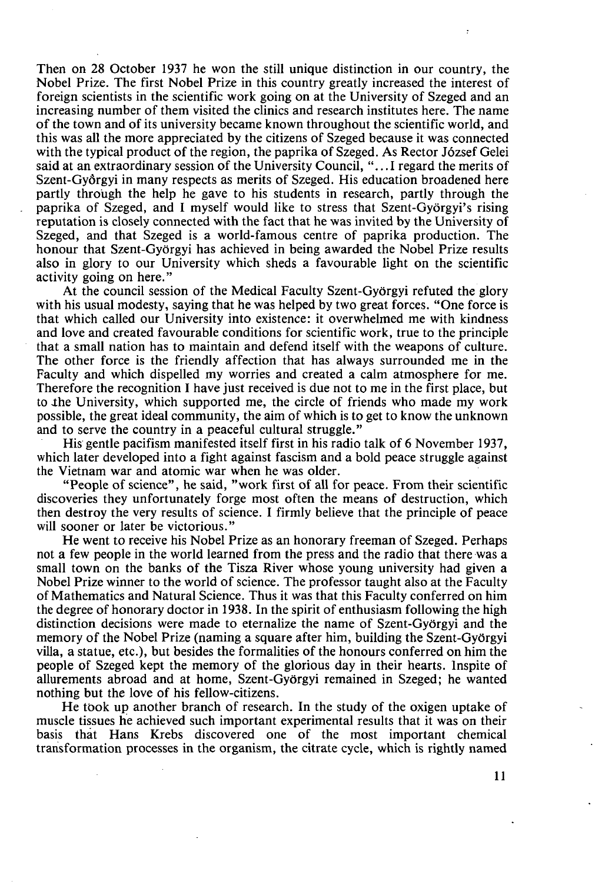Then on 28 October 1937 he won the still unique distinction in our country, the Nobel Prize. The first Nobel Prize in this country greatly increased the interest of foreign scientists in the scientific work going on at the University of Szeged and an increasing number of them visited the clinics and research institutes here. The name of the town and of its university became known throughout the scientific world, and this was all the more appreciated by the citizens of Szeged because it was connected with the typical product of the region, the paprika of Szeged. As Rector József Gelei said at an extraordinary session of the University Council, "...I regard the merits of Szent-Györgyi in many respects as merits of Szeged. His education broadened here partly through the help he gave to his students in research, partly through the paprika of Szeged, and I myself would like to stress that Szent-Györgyi's rising reputation is closely connected with the fact that he was invited by the University of Szeged, and that Szeged is a world-famous centre of paprika production. The honour that Szent-Györgyi has achieved in being awarded the Nobel Prize results also in glory to our University which sheds a favourable light on the scientific activity going on here."

At the council session of the Medical Faculty Szent-Györgyi refuted the glory with his usual modesty, saying that he was helped by two great forces. "One force is that which called our University into existence: it overwhelmed me with kindness and love and created favourable conditions for scientific work, true to the principle that a small nation has to maintain and defend itself with the weapons of culture. The other force is the friendly affection that has always surrounded me in the Faculty and which dispelled my worries and created a calm atmosphere for me. Therefore the recognition I have just received is due not to me in the first place, but to the University, which supported me, the circle of friends who made my work possible, the great ideal community, the aim of which is to get to know the unknown and to serve the country in a peaceful cultural struggle."

His gentle pacifism manifested itself first in his radio talk of 6 November 1937, which later developed into a fight against fascism and a bold peace struggle against the Vietnam war and atomic war when he was older.

"People of science", he said, "work first of all for peace. From their scientific discoveries they unfortunately forge most often the means of destruction, which then destroy the very results of science. I firmly believe that the principle of peace will sooner or later be victorious."

He went to receive his Nobel Prize as an honorary freeman of Szeged. Perhaps not a few people in the world learned from the press and the radio that there was a small town on the banks of the Tisza River whose young university had given a Nobel Prize winner to the world of science. The professor taught also at the Faculty of Mathematics and Natural Science. Thus it was that this Faculty conferred on him the degree of honorary doctor in 1938. In the spirit of enthusiasm following the high distinction decisions were made to eternalize the name of Szent-Györgyi and the memory of the Nobel Prize (naming a square after him, building the Szent-Györgyi villa, a statue, etc.), but besides the formalities of the honours conferred on him the people of Szeged kept the memory of the glorious day in their hearts. Inspite of allurements abroad and at home, Szent-Györgyi remained in Szeged; he wanted nothing but the love of his fellow-citizens.

He took up another branch of research. In the study of the oxigen uptake of muscle tissues he achieved such important experimental results that it was on their basis that Hans Krebs discovered one of the most important chemical transformation processes in the organism, the citrate cycle, which is rightly named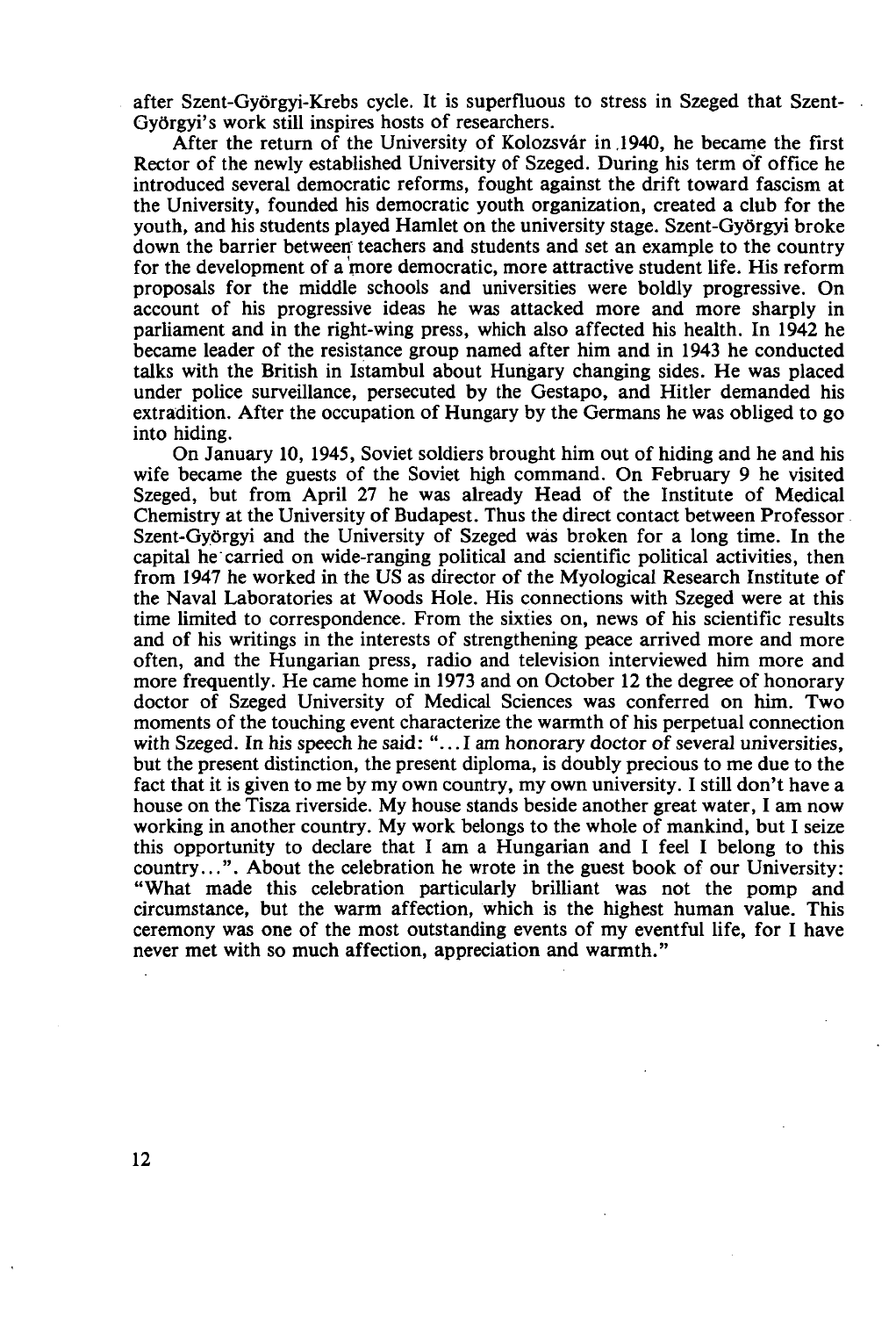after Szent-Györgyi-Krebs cycle. It is superfluous to stress in Szeged that Szent-Györgyi's work still inspires hosts of researchers.

After the return of the University of Kolozsvár in 1940, he became the first Rector of the newly established University of Szeged. During his term of office he introduced several democratic reforms, fought against the drift toward fascism at the University, founded his democratic youth organization, created a club for the youth, and his students played Hamlet on the university stage. Szent-Györgyi broke down the barrier between teachers and students and set an example to the country for the development of a more democratic, more attractive student life. His reform proposals for the middle schools and universities were boldly progressive. On account of his progressive ideas he was attacked more and more sharply in parliament and in the right-wing press, which also affected his health. In 1942 he became leader of the resistance group named after him and in 1943 he conducted talks with the British in Istambul about Hungary changing sides. He was placed under police surveillance, persecuted by the Gestapo, and Hitler demanded his extradition. After the occupation of Hungary by the Germans he was obliged to go into hiding.

On January 10, 1945, Soviet soldiers brought him out of hiding and he and his wife became the guests of the Soviet high command. On February 9 he visited Szeged, but from April 27 he was already Head of the Institute of Medical Chemistry at the University of Budapest. Thus the direct contact between Professor Szent-Györgyi and the University of Szeged was broken for a long time. In the capital he carried on wide-ranging political and scientific political activities, then from 1947 he worked in the US as director of the Myological Research Institute of the Naval Laboratories at Woods Hole. His connections with Szeged were at this time limited to correspondence. From the sixties on, news of his scientific results and of his writings in the interests of strengthening peace arrived more and more often, and the Hungarian press, radio and television interviewed him more and more frequently. He came home in 1973 and on October 12 the degree of honorary doctor of Szeged University of Medical Sciences was conferred on him. Two moments of the touching event characterize the warmth of his perpetual connection with Szeged. In his speech he said: "...I am honorary doctor of several universities, but the present distinction, the present diploma, is doubly precious to me due to the fact that it is given to me by my own country, my own university. I still don't have a house on the Tisza riverside. My house stands beside another great water, I am now working in another country. My work belongs to the whole of mankind, but I seize this opportunity to declare that I am a Hungarian and I feel I belong to this country...". About the celebration he wrote in the guest book of our University: "What made this celebration particularly brilliant was not the pomp and circumstance, but the warm affection, which is the highest human value. This ceremony was one of the most outstanding events of my eventful life, for I have never met with so much affection, appreciation and warmth."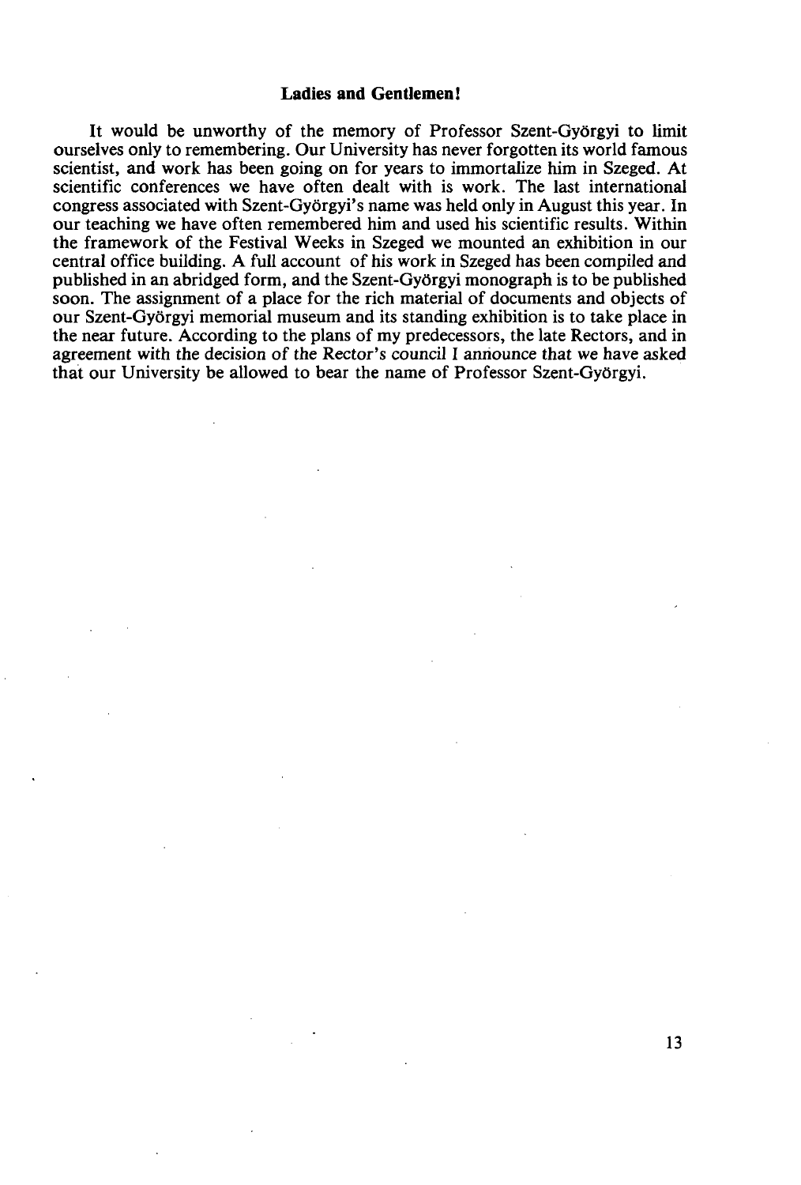**Ladies and Gentlemen!**

It would be unworthy of the memory of Professor Szent-Györgyi to limit ourselves only to remembering. Our University has never forgotten its world famous scientist, and work has been going on for years to immortalize him in Szeged. At scientific conferences we have often dealt with is work. The last international congress associated with Szent-Györgyi's name was held only in August this year. In our teaching we have often remembered him and used his scientific results. Within the framework of the Festival Weeks in Szeged we mounted an exhibition in our central office building. A full account of his work in Szeged has been compiled and published in an abridged form, and the Szent-Györgyi monograph is to be published soon. The assignment of a place for the rich material of documents and objects of our Szent-Györgyi memorial museum and its standing exhibition is to take place in the near future. According to the plans of my predecessors, the late Rectors, and in agreement with the decision of the Rector's council I announce that we have asked that our University be allowed to bear the name of Professor Szent-Györgyi.